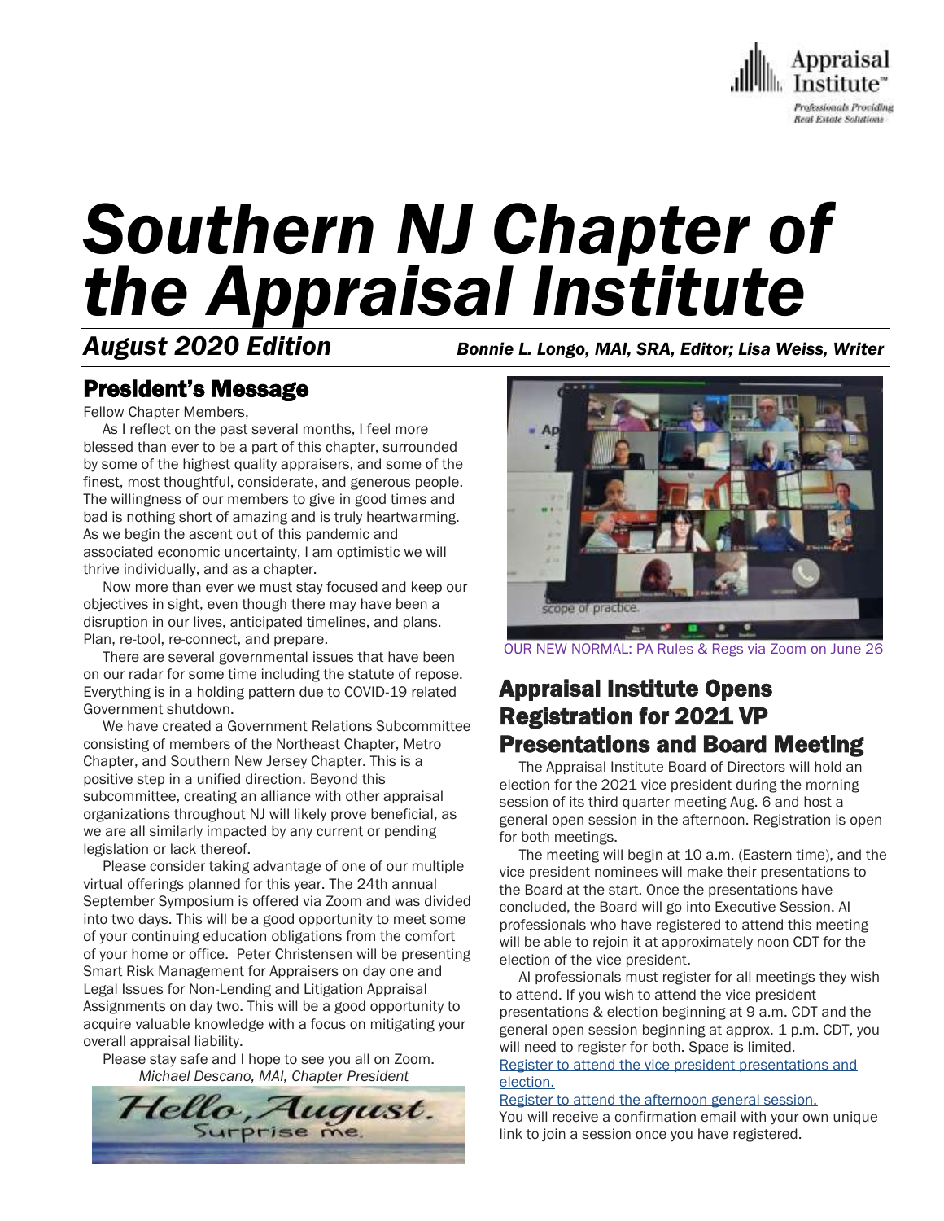# Southern NJ Chapter of the Appraisal Institute

***August 2020 Edition*** ***Bonnie L. Longo, MAI, SRA, Editor; Lisa Weiss, Writer***

## President's Message

Fellow Chapter Members,

As I reflect on the past several months, I feel more blessed than ever to be a part of this chapter, surrounded by some of the highest quality appraisers, and some of the finest, most thoughtful, considerate, and generous people. The willingness of our members to give in good times and bad is nothing short of amazing and is truly heartwarming. As we begin the ascent out of this pandemic and associated economic uncertainty, I am optimistic we will thrive individually, and as a chapter.

Now more than ever we must stay focused and keep our objectives in sight, even though there may have been a disruption in our lives, anticipated timelines, and plans. Plan, re-tool, re-connect, and prepare.

There are several governmental issues that have been on our radar for some time including the statute of repose. Everything is in a holding pattern due to COVID-19 related Government shutdown.

We have created a Government Relations Subcommittee consisting of members of the Northeast Chapter, Metro Chapter, and Southern New Jersey Chapter. This is a positive step in a unified direction. Beyond this subcommittee, creating an alliance with other appraisal organizations throughout NJ will likely prove beneficial, as we are all similarly impacted by any current or pending legislation or lack thereof.

Please consider taking advantage of one of our multiple virtual offerings planned for this year. The 24th annual September Symposium is offered via Zoom and was divided into two days. This will be a good opportunity to meet some of your continuing education obligations from the comfort of your home or office. Peter Christensen will be presenting Smart Risk Management for Appraisers on day one and Legal Issues for Non-Lending and Litigation Appraisal Assignments on day two. This will be a good opportunity to acquire valuable knowledge with a focus on mitigating your overall appraisal liability.

Please stay safe and I hope to see you all on Zoom.

*Michael Descano, MAI, Chapter President*

OUR NEW NORMAL: PA Rules & Regs via Zoom on June 26

## Appraisal Institute Opens Registration for 2021 VP Presentations and Board Meeting

The Appraisal Institute Board of Directors will hold an election for the 2021 vice president during the morning session of its third quarter meeting Aug. 6 and host a general open session in the afternoon. Registration is open for both meetings.

The meeting will begin at 10 a.m. (Eastern time), and the vice president nominees will make their presentations to the Board at the start. Once the presentations have concluded, the Board will go into Executive Session. AI professionals who have registered to attend this meeting will be able to rejoin it at approximately noon CDT for the election of the vice president.

AI professionals must register for all meetings they wish to attend. If you wish to attend the vice president presentations & election beginning at 9 a.m. CDT and the general open session beginning at approx. 1 p.m. CDT, you will need to register for both. Space is limited.

Register to attend the vice president presentations and election.

Register to attend the afternoon general session.

You will receive a confirmation email with your own unique link to join a session once you have registered.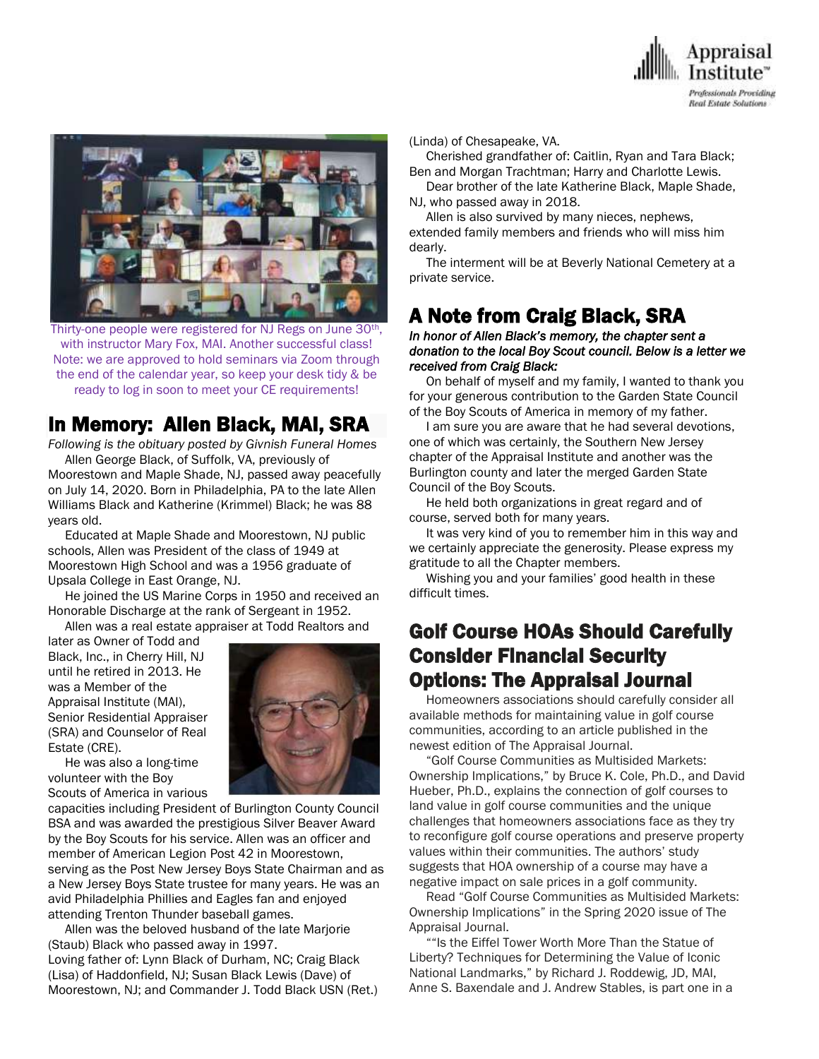Thirty-one people were registered for NJ Regs on June 30th, with instructor Mary Fox, MAI. Another successful class! Note: we are approved to hold seminars via Zoom through the end of the calendar year, so keep your desk tidy & be ready to log in soon to meet your CE requirements!

## In Memory: Allen Black, MAI, SRA

*Following is the obituary posted by Givnish Funeral Homes*

Allen George Black, of Suffolk, VA, previously of Moorestown and Maple Shade, NJ, passed away peacefully on July 14, 2020. Born in Philadelphia, PA to the late Allen Williams Black and Katherine (Krimmel) Black; he was 88 years old.

Educated at Maple Shade and Moorestown, NJ public schools, Allen was President of the class of 1949 at Moorestown High School and was a 1956 graduate of Upsala College in East Orange, NJ.

He joined the US Marine Corps in 1950 and received an Honorable Discharge at the rank of Sergeant in 1952.

Allen was a real estate appraiser at Todd Realtors and later as Owner of Todd and Black, Inc., in Cherry Hill, NJ until he retired in 2013. He was a Member of the Appraisal Institute (MAI), Senior Residential Appraiser (SRA) and Counselor of Real Estate (CRE).

He was also a long-time volunteer with the Boy Scouts of America in various capacities including President of Burlington County Council BSA and was awarded the prestigious Silver Beaver Award by the Boy Scouts for his service. Allen was an officer and member of American Legion Post 42 in Moorestown, serving as the Post New Jersey Boys State Chairman and as a New Jersey Boys State trustee for many years. He was an avid Philadelphia Phillies and Eagles fan and enjoyed attending Trenton Thunder baseball games.

Allen was the beloved husband of the late Marjorie (Staub) Black who passed away in 1997.

Loving father of: Lynn Black of Durham, NC; Craig Black (Lisa) of Haddonfield, NJ; Susan Black Lewis (Dave) of Moorestown, NJ; and Commander J. Todd Black USN (Ret.) (Linda) of Chesapeake, VA.

Cherished grandfather of: Caitlin, Ryan and Tara Black; Ben and Morgan Trachtman; Harry and Charlotte Lewis.

Dear brother of the late Katherine Black, Maple Shade, NJ, who passed away in 2018.

Allen is also survived by many nieces, nephews, extended family members and friends who will miss him dearly.

The interment will be at Beverly National Cemetery at a private service.

## A Note from Craig Black, SRA

*In honor of Allen Black's memory, the chapter sent a donation to the local Boy Scout council. Below is a letter we received from Craig Black:*

On behalf of myself and my family, I wanted to thank you for your generous contribution to the Garden State Council of the Boy Scouts of America in memory of my father.

I am sure you are aware that he had several devotions, one of which was certainly, the Southern New Jersey chapter of the Appraisal Institute and another was the Burlington county and later the merged Garden State Council of the Boy Scouts.

He held both organizations in great regard and of course, served both for many years.

It was very kind of you to remember him in this way and we certainly appreciate the generosity. Please express my gratitude to all the Chapter members.

Wishing you and your families' good health in these difficult times.

## Golf Course HOAs Should Carefully Consider Financial Security Options: The Appraisal Journal

Homeowners associations should carefully consider all available methods for maintaining value in golf course communities, according to an article published in the newest edition of The Appraisal Journal.

"Golf Course Communities as Multisided Markets: Ownership Implications," by Bruce K. Cole, Ph.D., and David Hueber, Ph.D., explains the connection of golf courses to land value in golf course communities and the unique challenges that homeowners associations face as they try to reconfigure golf course operations and preserve property values within their communities. The authors' study suggests that HOA ownership of a course may have a negative impact on sale prices in a golf community.

Read "Golf Course Communities as Multisided Markets: Ownership Implications" in the Spring 2020 issue of The Appraisal Journal.

""Is the Eiffel Tower Worth More Than the Statue of Liberty? Techniques for Determining the Value of Iconic National Landmarks," by Richard J. Roddewig, JD, MAI, Anne S. Baxendale and J. Andrew Stables, is part one in a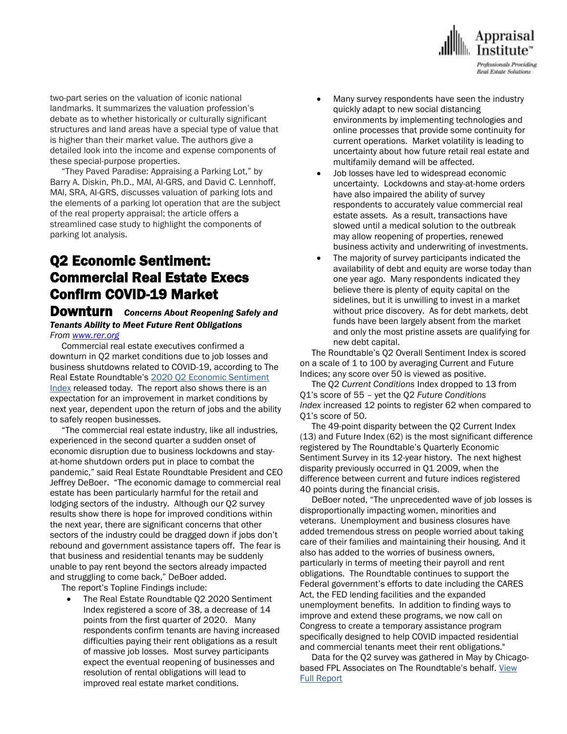two-part series on the valuation of iconic national landmarks. It summarizes the valuation profession's debate as to whether historically or culturally significant structures and land areas have a special type of value that is higher than their market value. The authors give a detailed look into the income and expense components of these special-purpose properties.

"They Paved Paradise: Appraising a Parking Lot," by Barry A. Diskin, Ph.D., MAI, AI-GRS, and David C. Lennhoff, MAI, SRA, AI-GRS, discusses valuation of parking lots and the elements of a parking lot operation that are the subject of the real property appraisal; the article offers a streamlined case study to highlight the components of parking lot analysis.

## Q2 Economic Sentiment: Commercial Real Estate Execs Confirm COVID-19 Market Downturn

***Concerns About Reopening Safely and Tenants Ability to Meet Future Rent Obligations***

*From [www.rer.org](www.rer.org)*

Commercial real estate executives confirmed a downturn in Q2 market conditions due to job losses and business shutdowns related to COVID-19, according to The Real Estate Roundtable's [2020 Q2 Economic Sentiment Index](#) released today. The report also shows there is an expectation for an improvement in market conditions by next year, dependent upon the return of jobs and the ability to safely reopen businesses.

"The commercial real estate industry, like all industries, experienced in the second quarter a sudden onset of economic disruption due to business lockdowns and stay-at-home shutdown orders put in place to combat the pandemic," said Real Estate Roundtable President and CEO Jeffrey DeBoer. "The economic damage to commercial real estate has been particularly harmful for the retail and lodging sectors of the industry. Although our Q2 survey results show there is hope for improved conditions within the next year, there are significant concerns that other sectors of the industry could be dragged down if jobs don't rebound and government assistance tapers off. The fear is that business and residential tenants may be suddenly unable to pay rent beyond the sectors already impacted and struggling to come back," DeBoer added.

The report's Topline Findings include:

- The Real Estate Roundtable Q2 2020 Sentiment Index registered a score of 38, a decrease of 14 points from the first quarter of 2020. Many respondents confirm tenants are having increased difficulties paying their rent obligations as a result of massive job losses. Most survey participants expect the eventual reopening of businesses and resolution of rental obligations will lead to improved real estate market conditions.
- Many survey respondents have seen the industry quickly adapt to new social distancing environments by implementing technologies and online processes that provide some continuity for current operations. Market volatility is leading to uncertainty about how future retail real estate and multifamily demand will be affected.
- Job losses have led to widespread economic uncertainty. Lockdowns and stay-at-home orders have also impaired the ability of survey respondents to accurately value commercial real estate assets. As a result, transactions have slowed until a medical solution to the outbreak may allow reopening of properties, renewed business activity and underwriting of investments.
- The majority of survey participants indicated the availability of debt and equity are worse today than one year ago. Many respondents indicated they believe there is plenty of equity capital on the sidelines, but it is unwilling to invest in a market without price discovery. As for debt markets, debt funds have been largely absent from the market and only the most pristine assets are qualifying for new debt capital.

The Roundtable's Q2 Overall Sentiment Index is scored on a scale of 1 to 100 by averaging Current and Future Indices; any score over 50 is viewed as positive.

The Q2 *Current Conditions* Index dropped to 13 from Q1's score of 55 – yet the Q2 *Future Conditions Index* increased 12 points to register 62 when compared to Q1's score of 50.

The 49-point disparity between the Q2 Current Index (13) and Future Index (62) is the most significant difference registered by The Roundtable's Quarterly Economic Sentiment Survey in its 12-year history. The next highest disparity previously occurred in Q1 2009, when the difference between current and future indices registered 40 points during the financial crisis.

DeBoer noted, "The unprecedented wave of job losses is disproportionally impacting women, minorities and veterans. Unemployment and business closures have added tremendous stress on people worried about taking care of their families and maintaining their housing. And it also has added to the worries of business owners, particularly in terms of meeting their payroll and rent obligations. The Roundtable continues to support the Federal government's efforts to date including the CARES Act, the FED lending facilities and the expanded unemployment benefits. In addition to finding ways to improve and extend these programs, we now call on Congress to create a temporary assistance program specifically designed to help COVID impacted residential and commercial tenants meet their rent obligations."

Data for the Q2 survey was gathered in May by Chicago-based FPL Associates on The Roundtable's behalf. [View Full Report](#)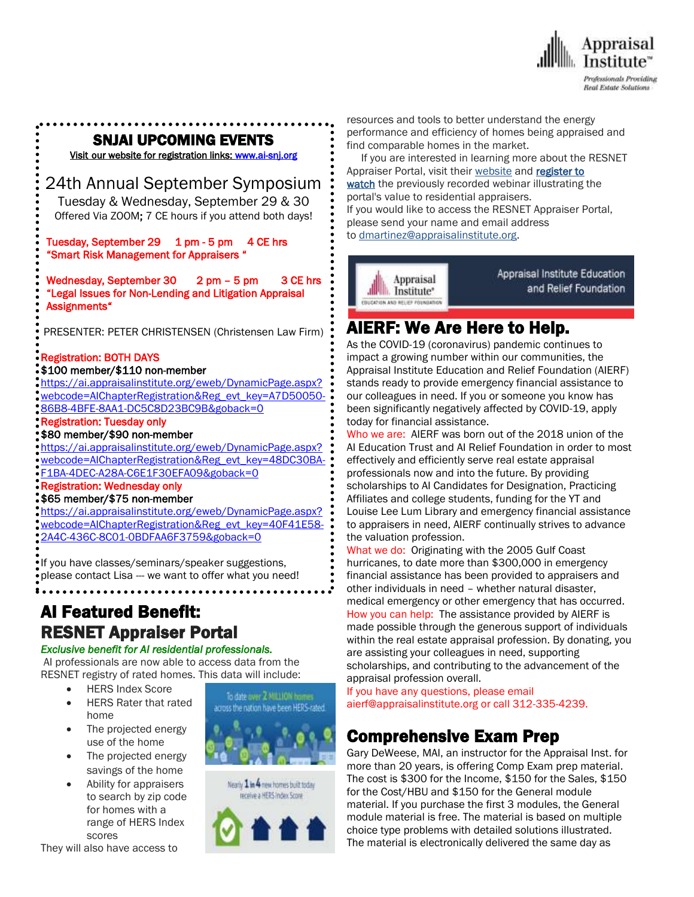## SNJAI UPCOMING EVENTS

Visit our website for registration links: www.ai-snj.org

### 24th Annual September Symposium

Tuesday & Wednesday, September 29 & 30

Offered Via ZOOM; 7 CE hours if you attend both days!

**Tuesday, September 29 1 pm - 5 pm 4 CE hrs**
**"Smart Risk Management for Appraisers "**

**Wednesday, September 30 2 pm – 5 pm 3 CE hrs**
**"Legal Issues for Non-Lending and Litigation Appraisal Assignments"**

PRESENTER: PETER CHRISTENSEN (Christensen Law Firm)

**Registration: BOTH DAYS**
**$100 member/$110 non-member**
https://ai.appraisalinstitute.org/eweb/DynamicPage.aspx?webcode=AIChapterRegistration&Reg_evt_key=A7D50050-86B8-4BFE-8AA1-DC5C8D23BC9B&goback=0

**Registration: Tuesday only**
**$80 member/$90 non-member**
https://ai.appraisalinstitute.org/eweb/DynamicPage.aspx?webcode=AIChapterRegistration&Reg_evt_key=48DC30BA-F1BA-4DEC-A28A-C6E1F30EFA09&goback=0

**Registration: Wednesday only**
**$65 member/$75 non-member**
https://ai.appraisalinstitute.org/eweb/DynamicPage.aspx?webcode=AIChapterRegistration&Reg_evt_key=40F41E58-2A4C-436C-8C01-0BDFAA6F3759&goback=0

If you have classes/seminars/speaker suggestions, please contact Lisa — we want to offer what you need!

## AI Featured Benefit: RESNET Appraiser Portal

***Exclusive benefit for AI residential professionals.***

AI professionals are now able to access data from the RESNET registry of rated homes. This data will include:

- HERS Index Score
- HERS Rater that rated home
- The projected energy use of the home
- The projected energy savings of the home
- Ability for appraisers to search by zip code for homes with a range of HERS Index scores

They will also have access to resources and tools to better understand the energy performance and efficiency of homes being appraised and find comparable homes in the market.

If you are interested in learning more about the RESNET Appraiser Portal, visit their website and **register to watch** the previously recorded webinar illustrating the portal's value to residential appraisers.

If you would like to access the RESNET Appraiser Portal, please send your name and email address to dmartinez@appraisalinstitute.org.

## AIERF: We Are Here to Help.

As the COVID-19 (coronavirus) pandemic continues to impact a growing number within our communities, the Appraisal Institute Education and Relief Foundation (AIERF) stands ready to provide emergency financial assistance to our colleagues in need. If you or someone you know has been significantly negatively affected by COVID-19, apply today for financial assistance.

Who we are: AIERF was born out of the 2018 union of the AI Education Trust and AI Relief Foundation in order to most effectively and efficiently serve real estate appraisal professionals now and into the future. By providing scholarships to AI Candidates for Designation, Practicing Affiliates and college students, funding for the YT and Louise Lee Lum Library and emergency financial assistance to appraisers in need, AIERF continually strives to advance the valuation profession.

What we do: Originating with the 2005 Gulf Coast hurricanes, to date more than $300,000 in emergency financial assistance has been provided to appraisers and other individuals in need – whether natural disaster, medical emergency or other emergency that has occurred.

How you can help: The assistance provided by AIERF is made possible through the generous support of individuals within the real estate appraisal profession. By donating, you are assisting your colleagues in need, supporting scholarships, and contributing to the advancement of the appraisal profession overall.

If you have any questions, please email aierf@appraisalinstitute.org or call 312-335-4239.

## Comprehensive Exam Prep

Gary DeWeese, MAI, an instructor for the Appraisal Inst. for more than 20 years, is offering Comp Exam prep material. The cost is $300 for the Income, $150 for the Sales, $150 for the Cost/HBU and $150 for the General module material. If you purchase the first 3 modules, the General module material is free. The material is based on multiple choice type problems with detailed solutions illustrated. The material is electronically delivered the same day as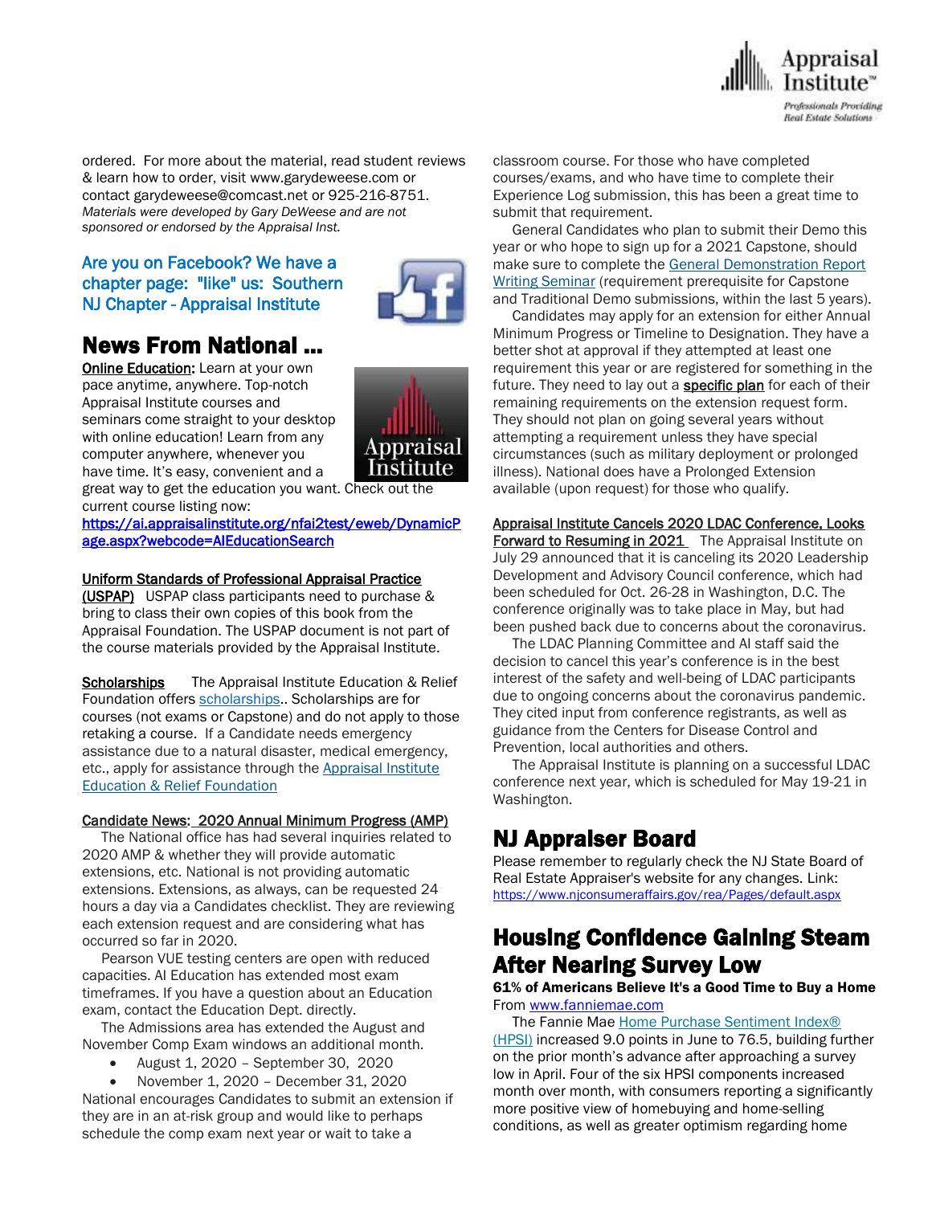ordered. For more about the material, read student reviews & learn how to order, visit www.garydeweese.com or contact garydeweese@comcast.net or 925-216-8751. *Materials were developed by Gary DeWeese and are not sponsored or endorsed by the Appraisal Inst.*

Are you on Facebook? We have a chapter page: "like" us: Southern NJ Chapter - Appraisal Institute

# News From National ...

**Online Education:** Learn at your own pace anytime, anywhere. Top-notch Appraisal Institute courses and seminars come straight to your desktop with online education! Learn from any computer anywhere, whenever you have time. It's easy, convenient and a great way to get the education you want. Check out the current course listing now: https://ai.appraisalinstitute.org/nfai2test/eweb/DynamicPage.aspx?webcode=AIEducationSearch

**Uniform Standards of Professional Appraisal Practice (USPAP)** USPAP class participants need to purchase & bring to class their own copies of this book from the Appraisal Foundation. The USPAP document is not part of the course materials provided by the Appraisal Institute.

**Scholarships** The Appraisal Institute Education & Relief Foundation offers scholarships.. Scholarships are for courses (not exams or Capstone) and do not apply to those retaking a course. If a Candidate needs emergency assistance due to a natural disaster, medical emergency, etc., apply for assistance through the Appraisal Institute Education & Relief Foundation

**Candidate News: 2020 Annual Minimum Progress (AMP)**

The National office has had several inquiries related to 2020 AMP & whether they will provide automatic extensions, etc. National is not providing automatic extensions. Extensions, as always, can be requested 24 hours a day via a Candidates checklist. They are reviewing each extension request and are considering what has occurred so far in 2020.

Pearson VUE testing centers are open with reduced capacities. AI Education has extended most exam timeframes. If you have a question about an Education exam, contact the Education Dept. directly.

The Admissions area has extended the August and November Comp Exam windows an additional month.

- August 1, 2020 – September 30, 2020
- November 1, 2020 – December 31, 2020

National encourages Candidates to submit an extension if they are in an at-risk group and would like to perhaps schedule the comp exam next year or wait to take a classroom course. For those who have completed courses/exams, and who have time to complete their Experience Log submission, this has been a great time to submit that requirement.

General Candidates who plan to submit their Demo this year or who hope to sign up for a 2021 Capstone, should make sure to complete the General Demonstration Report Writing Seminar (requirement prerequisite for Capstone and Traditional Demo submissions, within the last 5 years).

Candidates may apply for an extension for either Annual Minimum Progress or Timeline to Designation. They have a better shot at approval if they attempted at least one requirement this year or are registered for something in the future. They need to lay out a **specific plan** for each of their remaining requirements on the extension request form. They should not plan on going several years without attempting a requirement unless they have special circumstances (such as military deployment or prolonged illness). National does have a Prolonged Extension available (upon request) for those who qualify.

**Appraisal Institute Cancels 2020 LDAC Conference, Looks Forward to Resuming in 2021** The Appraisal Institute on July 29 announced that it is canceling its 2020 Leadership Development and Advisory Council conference, which had been scheduled for Oct. 26-28 in Washington, D.C. The conference originally was to take place in May, but had been pushed back due to concerns about the coronavirus.

The LDAC Planning Committee and AI staff said the decision to cancel this year's conference is in the best interest of the safety and well-being of LDAC participants due to ongoing concerns about the coronavirus pandemic. They cited input from conference registrants, as well as guidance from the Centers for Disease Control and Prevention, local authorities and others.

The Appraisal Institute is planning on a successful LDAC conference next year, which is scheduled for May 19-21 in Washington.

# NJ Appraiser Board

Please remember to regularly check the NJ State Board of Real Estate Appraiser's website for any changes. Link: https://www.njconsumeraffairs.gov/rea/Pages/default.aspx

# Housing Confidence Gaining Steam After Nearing Survey Low

**61% of Americans Believe It's a Good Time to Buy a Home**

From www.fanniemae.com

The Fannie Mae Home Purchase Sentiment Index® (HPSI) increased 9.0 points in June to 76.5, building further on the prior month's advance after approaching a survey low in April. Four of the six HPSI components increased month over month, with consumers reporting a significantly more positive view of homebuying and home-selling conditions, as well as greater optimism regarding home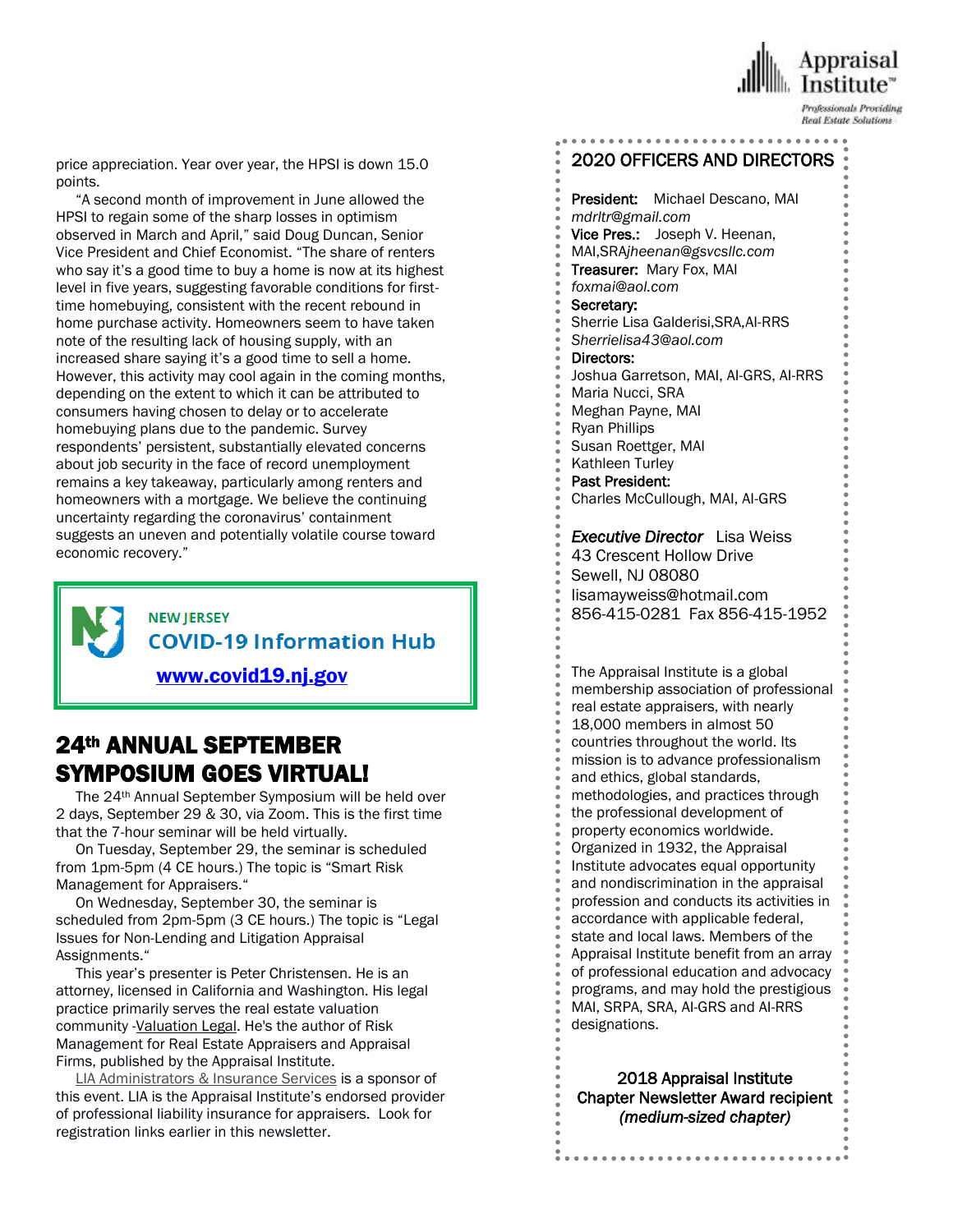price appreciation. Year over year, the HPSI is down 15.0 points.

"A second month of improvement in June allowed the HPSI to regain some of the sharp losses in optimism observed in March and April," said Doug Duncan, Senior Vice President and Chief Economist. "The share of renters who say it's a good time to buy a home is now at its highest level in five years, suggesting favorable conditions for first-time homebuying, consistent with the recent rebound in home purchase activity. Homeowners seem to have taken note of the resulting lack of housing supply, with an increased share saying it's a good time to sell a home. However, this activity may cool again in the coming months, depending on the extent to which it can be attributed to consumers having chosen to delay or to accelerate homebuying plans due to the pandemic. Survey respondents' persistent, substantially elevated concerns about job security in the face of record unemployment remains a key takeaway, particularly among renters and homeowners with a mortgage. We believe the continuing uncertainty regarding the coronavirus' containment suggests an uneven and potentially volatile course toward economic recovery."

NEW JERSEY
**COVID-19 Information Hub**
**www.covid19.nj.gov**

## 24th ANNUAL SEPTEMBER SYMPOSIUM GOES VIRTUAL!

The 24th Annual September Symposium will be held over 2 days, September 29 & 30, via Zoom. This is the first time that the 7-hour seminar will be held virtually.

On Tuesday, September 29, the seminar is scheduled from 1pm-5pm (4 CE hours.) The topic is "Smart Risk Management for Appraisers."

On Wednesday, September 30, the seminar is scheduled from 2pm-5pm (3 CE hours.) The topic is "Legal Issues for Non-Lending and Litigation Appraisal Assignments."

This year's presenter is Peter Christensen. He is an attorney, licensed in California and Washington. His legal practice primarily serves the real estate valuation community -Valuation Legal. He's the author of Risk Management for Real Estate Appraisers and Appraisal Firms, published by the Appraisal Institute.

LIA Administrators & Insurance Services is a sponsor of this event. LIA is the Appraisal Institute's endorsed provider of professional liability insurance for appraisers. Look for registration links earlier in this newsletter.

Appraisal Institute™
*Professionals Providing Real Estate Solutions*

## 2020 OFFICERS AND DIRECTORS

**President:** Michael Descano, MAI
*mdrltr@gmail.com*
**Vice Pres.:** Joseph V. Heenan, MAI,SRA*jheenan@gsvcsllc.com*
**Treasurer:** Mary Fox, MAI
*foxmai@aol.com*
**Secretary:**
Sherrie Lisa Galderisi,SRA,AI-RRS
*Sherrielisa43@aol.com*
**Directors:**
Joshua Garretson, MAI, AI-GRS, AI-RRS
Maria Nucci, SRA
Meghan Payne, MAI
Ryan Phillips
Susan Roettger, MAI
Kathleen Turley
**Past President:**
Charles McCullough, MAI, AI-GRS

***Executive Director*** Lisa Weiss
43 Crescent Hollow Drive
Sewell, NJ 08080
lisamayweiss@hotmail.com
856-415-0281 Fax 856-415-1952

The Appraisal Institute is a global membership association of professional real estate appraisers, with nearly 18,000 members in almost 50 countries throughout the world. Its mission is to advance professionalism and ethics, global standards, methodologies, and practices through the professional development of property economics worldwide. Organized in 1932, the Appraisal Institute advocates equal opportunity and nondiscrimination in the appraisal profession and conducts its activities in accordance with applicable federal, state and local laws. Members of the Appraisal Institute benefit from an array of professional education and advocacy programs, and may hold the prestigious MAI, SRPA, SRA, AI-GRS and AI-RRS designations.

2018 Appraisal Institute
Chapter Newsletter Award recipient
*(medium-sized chapter)*